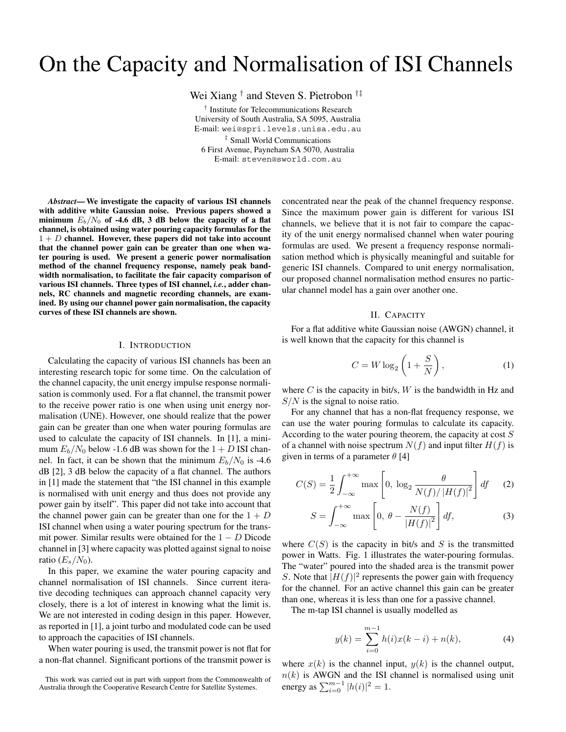# On the Capacity and Normalisation of ISI Channels

Wei Xiang † and Steven S. Pietrobon †‡

† Institute for Telecommunications Research
University of South Australia, SA 5095, Australia
E-mail: wei@spri.levels.unisa.edu.au

‡ Small World Communications
6 First Avenue, Payneham SA 5070, Australia
E-mail: steven@sworld.com.au

***Abstract*— We investigate the capacity of various ISI channels with additive white Gaussian noise. Previous papers showed a minimum $E_b/N_0$ of -4.6 dB, 3 dB below the capacity of a flat channel, is obtained using water pouring capacity formulas for the $1 + D$ channel. However, these papers did not take into account that the channel power gain can be greater than one when water pouring is used. We present a generic power normalisation method of the channel frequency response, namely peak bandwidth normalisation, to facilitate the fair capacity comparison of various ISI channels. Three types of ISI channel, *i.e.*, adder channels, RC channels and magnetic recording channels, are examined. By using our channel power gain normalisation, the capacity curves of these ISI channels are shown.**

## I. Introduction

Calculating the capacity of various ISI channels has been an interesting research topic for some time. On the calculation of the channel capacity, the unit energy impulse response normalisation is commonly used. For a flat channel, the transmit power to the receive power ratio is one when using unit energy normalisation (UNE). However, one should realize that the power gain can be greater than one when water pouring formulas are used to calculate the capacity of ISI channels. In [1], a minimum $E_b/N_0$ below -1.6 dB was shown for the $1 + D$ ISI channel. In fact, it can be shown that the minimum $E_b/N_0$ is -4.6 dB [2], 3 dB below the capacity of a flat channel. The authors in [1] made the statement that "the ISI channel in this example is normalised with unit energy and thus does not provide any power gain by itself". This paper did not take into account that the channel power gain can be greater than one for the $1 + D$ ISI channel when using a water pouring spectrum for the transmit power. Similar results were obtained for the $1 - D$ Dicode channel in [3] where capacity was plotted against signal to noise ratio ($E_s/N_0$).

In this paper, we examine the water pouring capacity and channel normalisation of ISI channels. Since current iterative decoding techniques can approach channel capacity very closely, there is a lot of interest in knowing what the limit is. We are not interested in coding design in this paper. However, as reported in [1], a joint turbo and modulated code can be used to approach the capacities of ISI channels.

When water pouring is used, the transmit power is not flat for a non-flat channel. Significant portions of the transmit power is concentrated near the peak of the channel frequency response. Since the maximum power gain is different for various ISI channels, we believe that it is not fair to compare the capacity of the unit energy normalised channel when water pouring formulas are used. We present a frequency response normalisation method which is physically meaningful and suitable for generic ISI channels. Compared to unit energy normalisation, our proposed channel normalisation method ensures no particular channel model has a gain over another one.

## II. Capacity

For a flat additive white Gaussian noise (AWGN) channel, it is well known that the capacity for this channel is

$$C = W \log_2 \left(1 + \frac{S}{N}\right), \tag{1}$$

where $C$ is the capacity in bit/s, $W$ is the bandwidth in Hz and $S/N$ is the signal to noise ratio.

For any channel that has a non-flat frequency response, we can use the water pouring formulas to calculate its capacity. According to the water pouring theorem, the capacity at cost $S$ of a channel with noise spectrum $N(f)$ and input filter $H(f)$ is given in terms of a parameter $\theta$ [4]

$$C(S) = \frac{1}{2}\int_{-\infty}^{+\infty} \max\left[0,\ \log_2 \frac{\theta}{N(f)/\left|H(f)\right|^2}\right] df \tag{2}$$

$$S = \int_{-\infty}^{+\infty} \max\left[0,\ \theta - \frac{N(f)}{\left|H(f)\right|^2}\right] df, \tag{3}$$

where $C(S)$ is the capacity in bit/s and $S$ is the transmitted power in Watts. Fig. 1 illustrates the water-pouring formulas. The "water" poured into the shaded area is the transmit power $S$. Note that $|H(f)|^2$ represents the power gain with frequency for the channel. For an active channel this gain can be greater than one, whereas it is less than one for a passive channel.

The m-tap ISI channel is usually modelled as

$$y(k) = \sum_{i=0}^{m-1} h(i)x(k-i) + n(k), \tag{4}$$

where $x(k)$ is the channel input, $y(k)$ is the channel output, $n(k)$ is AWGN and the ISI channel is normalised using unit energy as $\sum_{i=0}^{m-1} |h(i)|^2 = 1$.

This work was carried out in part with support from the Commonwealth of Australia through the Cooperative Research Centre for Satellite Systemes.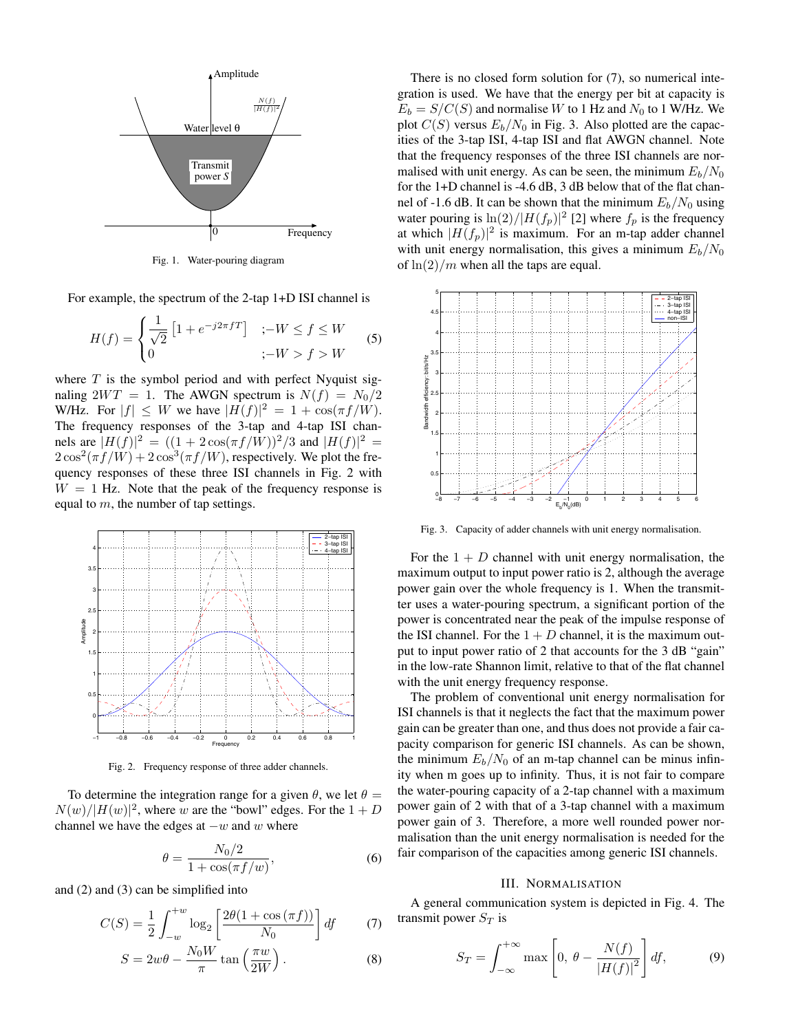Fig. 1. Water-pouring diagram

For example, the spectrum of the 2-tap 1+D ISI channel is

$$H(f) = \begin{cases} \frac{1}{\sqrt{2}}\left[1 + e^{-j2\pi fT}\right] & ;-W \le f \le W \\ 0 & ;-W > f > W \end{cases} \tag{5}$$

where $T$ is the symbol period and with perfect Nyquist signaling $2WT = 1$. The AWGN spectrum is $N(f) = N_0/2$ W/Hz. For $|f| \le W$ we have $|H(f)|^2 = 1 + \cos(\pi f/W)$. The frequency responses of the 3-tap and 4-tap ISI channels are $|H(f)|^2 = ((1 + 2\cos(\pi f/W))^2/3$ and $|H(f)|^2 = 2\cos^2(\pi f/W) + 2\cos^3(\pi f/W)$, respectively. We plot the frequency responses of these three ISI channels in Fig. 2 with $W = 1$ Hz. Note that the peak of the frequency response is equal to $m$, the number of tap settings.

Fig. 2. Frequency response of three adder channels.

To determine the integration range for a given $\theta$, we let $\theta = N(w)/|H(w)|^2$, where $w$ are the "bowl" edges. For the $1 + D$ channel we have the edges at $-w$ and $w$ where

$$\theta = \frac{N_0/2}{1 + \cos(\pi f/w)}, \tag{6}$$

and (2) and (3) can be simplified into

$$C(S) = \frac{1}{2}\int_{-w}^{+w} \log_2\left[\frac{2\theta(1 + \cos(\pi f))}{N_0}\right] df \tag{7}$$

$$S = 2w\theta - \frac{N_0 W}{\pi}\tan\left(\frac{\pi w}{2W}\right). \tag{8}$$

There is no closed form solution for (7), so numerical integration is used. We have that the energy per bit at capacity is $E_b = S/C(S)$ and normalise $W$ to 1 Hz and $N_0$ to 1 W/Hz. We plot $C(S)$ versus $E_b/N_0$ in Fig. 3. Also plotted are the capacities of the 3-tap ISI, 4-tap ISI and flat AWGN channel. Note that the frequency responses of the three ISI channels are normalised with unit energy. As can be seen, the minimum $E_b/N_0$ for the 1+D channel is -4.6 dB, 3 dB below that of the flat channel of -1.6 dB. It can be shown that the minimum $E_b/N_0$ using water pouring is $\ln(2)/|H(f_p)|^2$ [2] where $f_p$ is the frequency at which $|H(f_p)|^2$ is maximum. For an m-tap adder channel with unit energy normalisation, this gives a minimum $E_b/N_0$ of $\ln(2)/m$ when all the taps are equal.

Fig. 3. Capacity of adder channels with unit energy normalisation.

For the $1 + D$ channel with unit energy normalisation, the maximum output to input power ratio is 2, although the average power gain over the whole frequency is 1. When the transmitter uses a water-pouring spectrum, a significant portion of the power is concentrated near the peak of the impulse response of the ISI channel. For the $1 + D$ channel, it is the maximum output to input power ratio of 2 that accounts for the 3 dB "gain" in the low-rate Shannon limit, relative to that of the flat channel with the unit energy frequency response.

The problem of conventional unit energy normalisation for ISI channels is that it neglects the fact that the maximum power gain can be greater than one, and thus does not provide a fair capacity comparison for generic ISI channels. As can be shown, the minimum $E_b/N_0$ of an m-tap channel can be minus infinity when m goes up to infinity. Thus, it is not fair to compare the water-pouring capacity of a 2-tap channel with a maximum power gain of 2 with that of a 3-tap channel with a maximum power gain of 3. Therefore, a more well rounded power normalisation than the unit energy normalisation is needed for the fair comparison of the capacities among generic ISI channels.

## III. Normalisation

A general communication system is depicted in Fig. 4. The transmit power $S_T$ is

$$S_T = \int_{-\infty}^{+\infty} \max\left[0,\ \theta - \frac{N(f)}{|H(f)|^2}\right] df, \tag{9}$$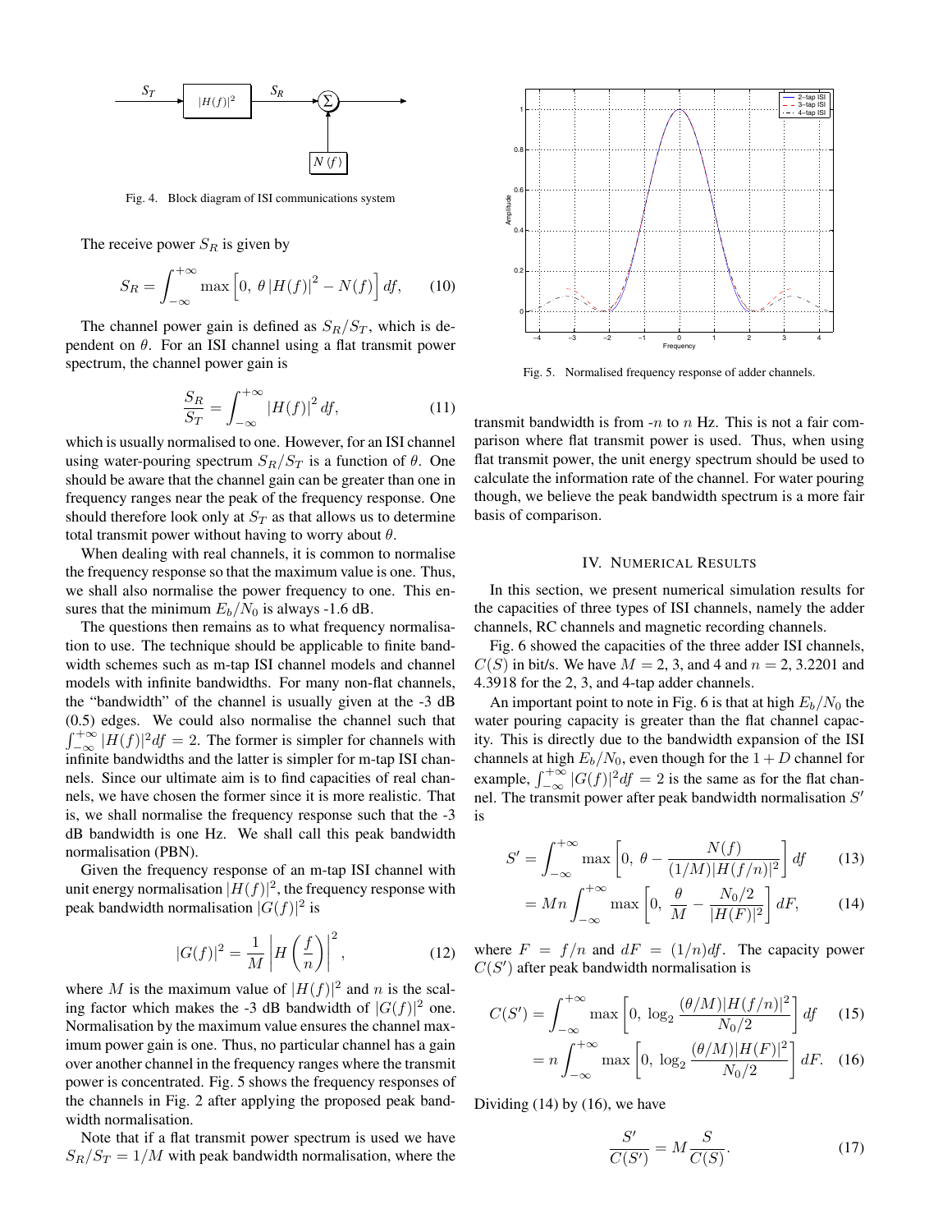Fig. 4. Block diagram of ISI communications system

The receive power $S_R$ is given by

$$S_R = \int_{-\infty}^{+\infty} \max\left[0,\ \theta \left|H(f)\right|^2 - N(f)\right] df, \qquad (10)$$

The channel power gain is defined as $S_R/S_T$, which is dependent on $\theta$. For an ISI channel using a flat transmit power spectrum, the channel power gain is

$$\frac{S_R}{S_T} = \int_{-\infty}^{+\infty} \left|H(f)\right|^2 df, \qquad (11)$$

which is usually normalised to one. However, for an ISI channel using water-pouring spectrum $S_R/S_T$ is a function of $\theta$. One should be aware that the channel gain can be greater than one in frequency ranges near the peak of the frequency response. One should therefore look only at $S_T$ as that allows us to determine total transmit power without having to worry about $\theta$.

When dealing with real channels, it is common to normalise the frequency response so that the maximum value is one. Thus, we shall also normalise the power frequency to one. This ensures that the minimum $E_b/N_0$ is always -1.6 dB.

The questions then remains as to what frequency normalisation to use. The technique should be applicable to finite bandwidth schemes such as m-tap ISI channel models and channel models with infinite bandwidths. For many non-flat channels, the "bandwidth" of the channel is usually given at the -3 dB (0.5) edges. We could also normalise the channel such that $\int_{-\infty}^{+\infty} |H(f)|^2 df = 2$. The former is simpler for channels with infinite bandwidths and the latter is simpler for m-tap ISI channels. Since our ultimate aim is to find capacities of real channels, we have chosen the former since it is more realistic. That is, we shall normalise the frequency response such that the -3 dB bandwidth is one Hz. We shall call this peak bandwidth normalisation (PBN).

Given the frequency response of an m-tap ISI channel with unit energy normalisation $|H(f)|^2$, the frequency response with peak bandwidth normalisation $|G(f)|^2$ is

$$|G(f)|^2 = \frac{1}{M} \left| H\left(\frac{f}{n}\right) \right|^2, \qquad (12)$$

where $M$ is the maximum value of $|H(f)|^2$ and $n$ is the scaling factor which makes the -3 dB bandwidth of $|G(f)|^2$ one. Normalisation by the maximum value ensures the channel maximum power gain is one. Thus, no particular channel has a gain over another channel in the frequency ranges where the transmit power is concentrated. Fig. 5 shows the frequency responses of the channels in Fig. 2 after applying the proposed peak bandwidth normalisation.

Note that if a flat transmit power spectrum is used we have $S_R/S_T = 1/M$ with peak bandwidth normalisation, where the transmit bandwidth is from -$n$ to $n$ Hz. This is not a fair comparison where flat transmit power is used. Thus, when using flat transmit power, the unit energy spectrum should be used to calculate the information rate of the channel. For water pouring though, we believe the peak bandwidth spectrum is a more fair basis of comparison.

Fig. 5. Normalised frequency response of adder channels.

## IV. Numerical Results

In this section, we present numerical simulation results for the capacities of three types of ISI channels, namely the adder channels, RC channels and magnetic recording channels.

Fig. 6 showed the capacities of the three adder ISI channels, $C(S)$ in bit/s. We have $M = 2$, 3, and 4 and $n = 2$, 3.2201 and 4.3918 for the 2, 3, and 4-tap adder channels.

An important point to note in Fig. 6 is that at high $E_b/N_0$ the water pouring capacity is greater than the flat channel capacity. This is directly due to the bandwidth expansion of the ISI channels at high $E_b/N_0$, even though for the $1+D$ channel for example, $\int_{-\infty}^{+\infty} |G(f)|^2 df = 2$ is the same as for the flat channel. The transmit power after peak bandwidth normalisation $S'$ is

$$S' = \int_{-\infty}^{+\infty} \max\left[0,\ \theta - \frac{N(f)}{(1/M)|H(f/n)|^2}\right] df \qquad (13)$$

$$= Mn \int_{-\infty}^{+\infty} \max\left[0,\ \frac{\theta}{M} - \frac{N_0/2}{|H(F)|^2}\right] dF, \qquad (14)$$

where $F = f/n$ and $dF = (1/n)df$. The capacity power $C(S')$ after peak bandwidth normalisation is

$$C(S') = \int_{-\infty}^{+\infty} \max\left[0,\ \log_2 \frac{(\theta/M)|H(f/n)|^2}{N_0/2}\right] df \qquad (15)$$

$$= n \int_{-\infty}^{+\infty} \max\left[0,\ \log_2 \frac{(\theta/M)|H(F)|^2}{N_0/2}\right] dF. \qquad (16)$$

Dividing (14) by (16), we have

$$\frac{S'}{C(S')} = M \frac{S}{C(S)}. \qquad (17)$$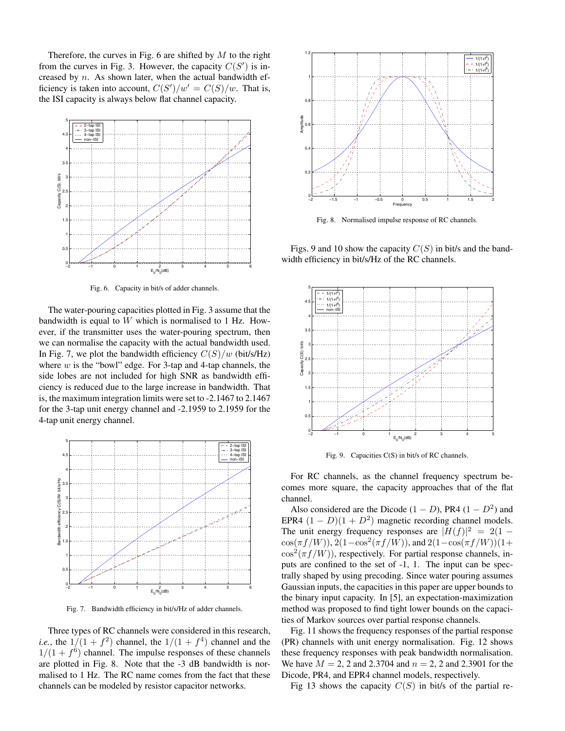Therefore, the curves in Fig. 6 are shifted by $M$ to the right from the curves in Fig. 3. However, the capacity $C(S')$ is increased by $n$. As shown later, when the actual bandwidth efficiency is taken into account, $C(S')/w' = C(S)/w$. That is, the ISI capacity is always below flat channel capacity.

Fig. 6. Capacity in bit/s of adder channels.

The water-pouring capacities plotted in Fig. 3 assume that the bandwidth is equal to $W$ which is normalised to 1 Hz. However, if the transmitter uses the water-pouring spectrum, then we can normalise the capacity with the actual bandwidth used. In Fig. 7, we plot the bandwidth efficiency $C(S)/w$ (bit/s/Hz) where $w$ is the "bowl" edge. For 3-tap and 4-tap channels, the side lobes are not included for high SNR as bandwidth efficiency is reduced due to the large increase in bandwidth. That is, the maximum integration limits were set to -2.1467 to 2.1467 for the 3-tap unit energy channel and -2.1959 to 2.1959 for the 4-tap unit energy channel.

Fig. 7. Bandwidth efficiency in bit/s/Hz of adder channels.

Three types of RC channels were considered in this research, *i.e.*, the $1/(1+f^2)$ channel, the $1/(1+f^4)$ channel and the $1/(1+f^6)$ channel. The impulse responses of these channels are plotted in Fig. 8. Note that the -3 dB bandwidth is normalised to 1 Hz. The RC name comes from the fact that these channels can be modeled by resistor capacitor networks.

Fig. 8. Normalised impulse response of RC channels.

Figs. 9 and 10 show the capacity $C(S)$ in bit/s and the bandwidth efficiency in bit/s/Hz of the RC channels.

Fig. 9. Capacities C(S) in bit/s of RC channels.

For RC channels, as the channel frequency spectrum becomes more square, the capacity approaches that of the flat channel.

Also considered are the Dicode $(1-D)$, PR4 $(1-D^2)$ and EPR4 $(1-D)(1+D^2)$ magnetic recording channel models. The unit energy frequency responses are $|H(f)|^2 = 2(1-\cos(\pi f/W))$, $2(1-\cos^2(\pi f/W))$, and $2(1-\cos(\pi f/W))(1+\cos^2(\pi f/W))$, respectively. For partial response channels, inputs are confined to the set of -1, 1. The input can be spectrally shaped by using precoding. Since water pouring assumes Gaussian inputs, the capacities in this paper are upper bounds to the binary input capacity. In [5], an expectation-maximization method was proposed to find tight lower bounds on the capacities of Markov sources over partial response channels.

Fig. 11 shows the frequency responses of the partial response (PR) channels with unit energy normalisation. Fig. 12 shows these frequency responses with peak bandwidth normalisation. We have $M = 2$, 2 and 2.3704 and $n = 2$, 2 and 2.3901 for the Dicode, PR4, and EPR4 channel models, respectively.

Fig 13 shows the capacity $C(S)$ in bit/s of the partial re-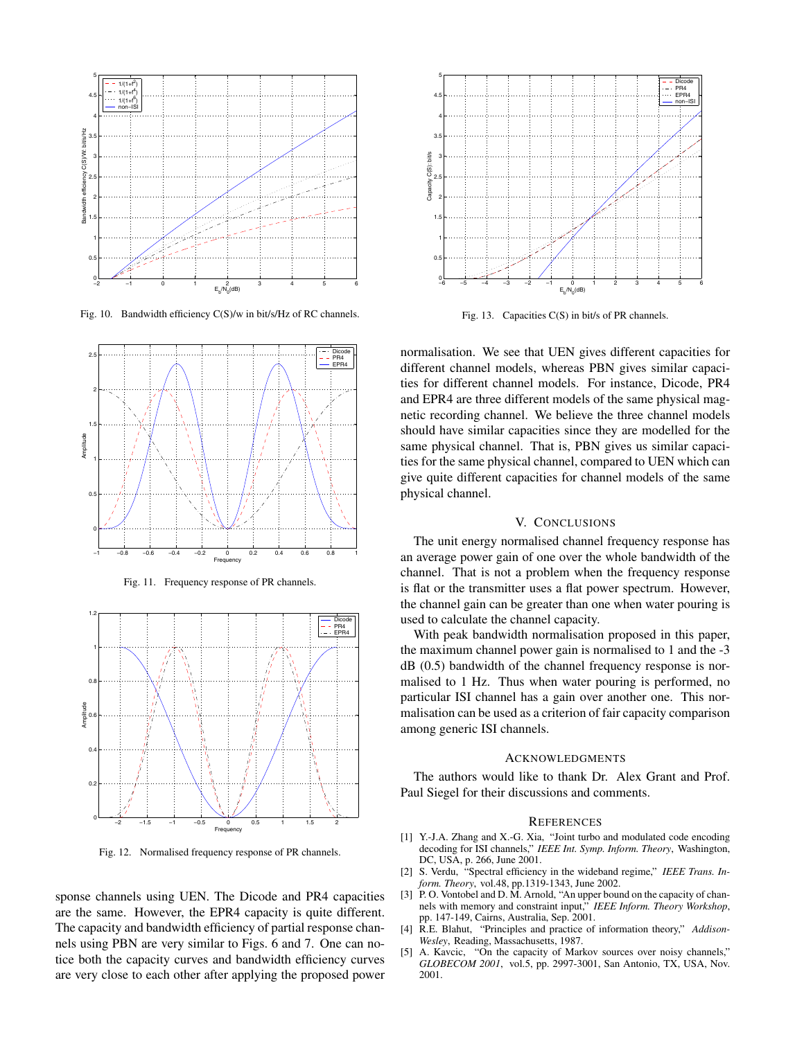Bandwidth efficiency C(S)/W: bits/Hz

$E_b/N_0$(dB)

1/(1+f²)
1/(1+f⁴)
1/(1+f⁸)
non-ISI

Fig. 10. Bandwidth efficiency C(S)/w in bit/s/Hz of RC channels.

Amplitude

Frequency

Dicode
PR4
EPR4

Fig. 11. Frequency response of PR channels.

Amplitude

Frequency

Dicode
PR4
EPR4

Fig. 12. Normalised frequency response of PR channels.

sponse channels using UEN. The Dicode and PR4 capacities are the same. However, the EPR4 capacity is quite different. The capacity and bandwidth efficiency of partial response channels using PBN are very similar to Figs. 6 and 7. One can notice both the capacity curves and bandwidth efficiency curves are very close to each other after applying the proposed power

Capacity C(S): bit/s

$E_b/N_0$(dB)

Dicode
PR4
EPR4
non-ISI

Fig. 13. Capacities C(S) in bit/s of PR channels.

normalisation. We see that UEN gives different capacities for different channel models, whereas PBN gives similar capacities for different channel models. For instance, Dicode, PR4 and EPR4 are three different models of the same physical magnetic recording channel. We believe the three channel models should have similar capacities since they are modelled for the same physical channel. That is, PBN gives us similar capacities for the same physical channel, compared to UEN which can give quite different capacities for channel models of the same physical channel.

## V. Conclusions

The unit energy normalised channel frequency response has an average power gain of one over the whole bandwidth of the channel. That is not a problem when the frequency response is flat or the transmitter uses a flat power spectrum. However, the channel gain can be greater than one when water pouring is used to calculate the channel capacity.

With peak bandwidth normalisation proposed in this paper, the maximum channel power gain is normalised to 1 and the -3 dB (0.5) bandwidth of the channel frequency response is normalised to 1 Hz. Thus when water pouring is performed, no particular ISI channel has a gain over another one. This normalisation can be used as a criterion of fair capacity comparison among generic ISI channels.

## Acknowledgments

The authors would like to thank Dr. Alex Grant and Prof. Paul Siegel for their discussions and comments.

## References

[1] Y.-J.A. Zhang and X.-G. Xia, "Joint turbo and modulated code encoding decoding for ISI channels," *IEEE Int. Symp. Inform. Theory*, Washington, DC, USA, p. 266, June 2001.

[2] S. Verdu, "Spectral efficiency in the wideband regime," *IEEE Trans. Inform. Theory*, vol.48, pp.1319-1343, June 2002.

[3] P. O. Vontobel and D. M. Arnold, "An upper bound on the capacity of channels with memory and constraint input," *IEEE Inform. Theory Workshop*, pp. 147-149, Cairns, Australia, Sep. 2001.

[4] R.E. Blahut, "Principles and practice of information theory," *Addison-Wesley*, Reading, Massachusetts, 1987.

[5] A. Kavcic, "On the capacity of Markov sources over noisy channels," *GLOBECOM 2001*, vol.5, pp. 2997-3001, San Antonio, TX, USA, Nov. 2001.